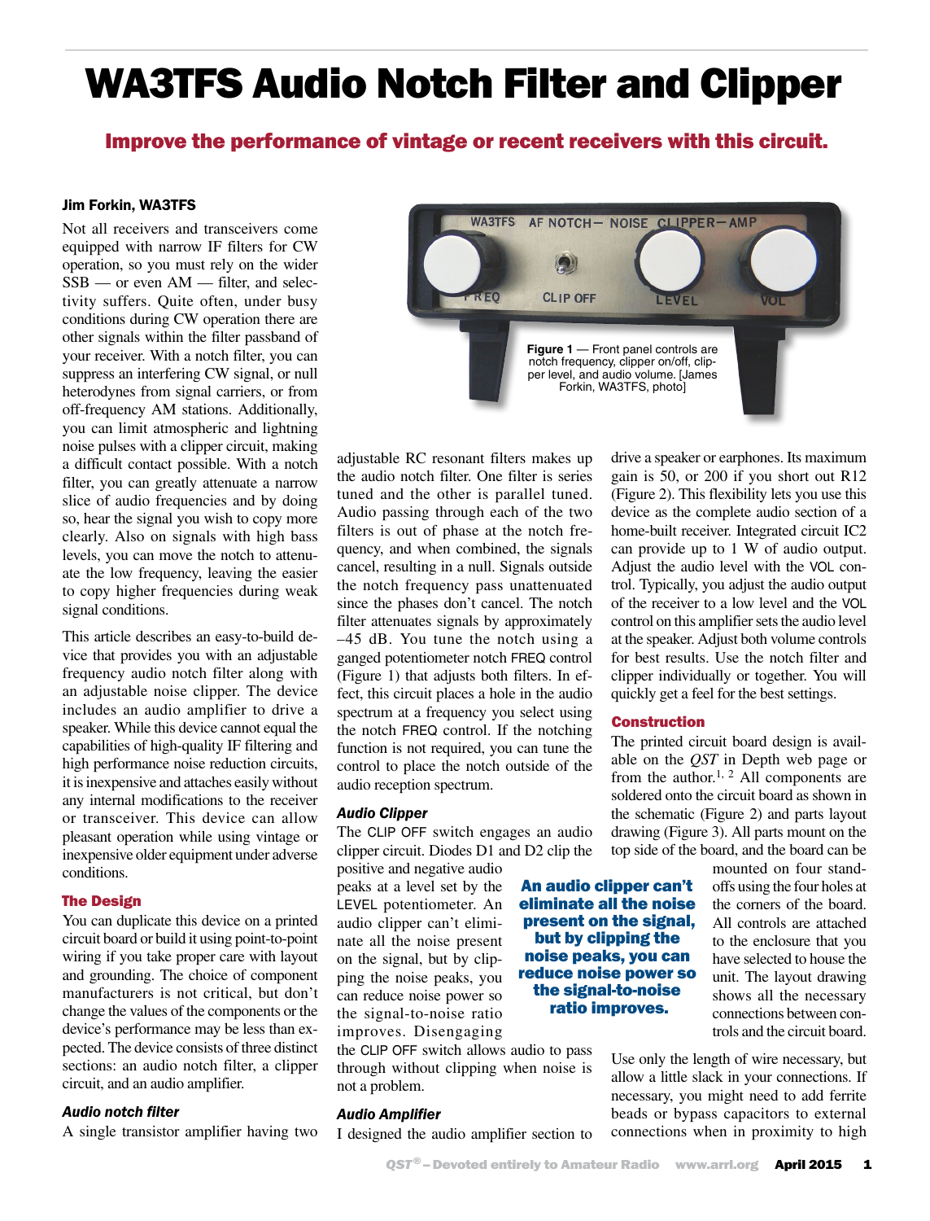# WA3TFS Audio Notch Filter and Clipper

## Improve the performance of vintage or recent receivers with this circuit.

**Jim Forkin, WA3TFS**

Not all receivers and transceivers come equipped with narrow IF filters for CW operation, so you must rely on the wider SSB — or even AM — filter, and selectivity suffers. Quite often, under busy conditions during CW operation there are other signals within the filter passband of your receiver. With a notch filter, you can suppress an interfering CW signal, or null heterodynes from signal carriers, or from off-frequency AM stations. Additionally, you can limit atmospheric and lightning noise pulses with a clipper circuit, making a difficult contact possible. With a notch filter, you can greatly attenuate a narrow slice of audio frequencies and by doing so, hear the signal you wish to copy more clearly. Also on signals with high bass levels, you can move the notch to attenuate the low frequency, leaving the easier to copy higher frequencies during weak signal conditions.

This article describes an easy-to-build device that provides you with an adjustable frequency audio notch filter along with an adjustable noise clipper. The device includes an audio amplifier to drive a speaker. While this device cannot equal the capabilities of high-quality IF filtering and high performance noise reduction circuits, it is inexpensive and attaches easily without any internal modifications to the receiver or transceiver. This device can allow pleasant operation while using vintage or inexpensive older equipment under adverse conditions.

Figure 1 — Front panel controls are notch frequency, clipper on/off, clipper level, and audio volume. [James Forkin, WA3TFS, photo]

### The Design

You can duplicate this device on a printed circuit board or build it using point-to-point wiring if you take proper care with layout and grounding. The choice of component manufacturers is not critical, but don't change the values of the components or the device's performance may be less than expected. The device consists of three distinct sections: an audio notch filter, a clipper circuit, and an audio amplifier.

#### *Audio notch filter*

A single transistor amplifier having two adjustable RC resonant filters makes up the audio notch filter. One filter is series tuned and the other is parallel tuned. Audio passing through each of the two filters is out of phase at the notch frequency, and when combined, the signals cancel, resulting in a null. Signals outside the notch frequency pass unattenuated since the phases don't cancel. The notch filter attenuates signals by approximately –45 dB. You tune the notch using a ganged potentiometer notch FREQ control (Figure 1) that adjusts both filters. In effect, this circuit places a hole in the audio spectrum at a frequency you select using the notch FREQ control. If the notching function is not required, you can tune the control to place the notch outside of the audio reception spectrum.

#### *Audio Clipper*

The CLIP OFF switch engages an audio clipper circuit. Diodes D1 and D2 clip the positive and negative audio peaks at a level set by the LEVEL potentiometer. An audio clipper can't eliminate all the noise present on the signal, but by clipping the noise peaks, you can reduce noise power so the signal-to-noise ratio improves. Disengaging the CLIP OFF switch allows audio to pass through without clipping when noise is not a problem.

**An audio clipper can't eliminate all the noise present on the signal, but by clipping the noise peaks, you can reduce noise power so the signal-to-noise ratio improves.**

#### *Audio Amplifier*

I designed the audio amplifier section to drive a speaker or earphones. Its maximum gain is 50, or 200 if you short out R12 (Figure 2). This flexibility lets you use this device as the complete audio section of a home-built receiver. Integrated circuit IC2 can provide up to 1 W of audio output. Adjust the audio level with the VOL control. Typically, you adjust the audio output of the receiver to a low level and the VOL control on this amplifier sets the audio level at the speaker. Adjust both volume controls for best results. Use the notch filter and clipper individually or together. You will quickly get a feel for the best settings.

### Construction

The printed circuit board design is available on the *QST* in Depth web page or from the author.[1, 2] All components are soldered onto the circuit board as shown in the schematic (Figure 2) and parts layout drawing (Figure 3). All parts mount on the top side of the board, and the board can be mounted on four standoffs using the four holes at the corners of the board. All controls are attached to the enclosure that you have selected to house the unit. The layout drawing shows all the necessary connections between controls and the circuit board.

Use only the length of wire necessary, but allow a little slack in your connections. If necessary, you might need to add ferrite beads or bypass capacitors to external connections when in proximity to high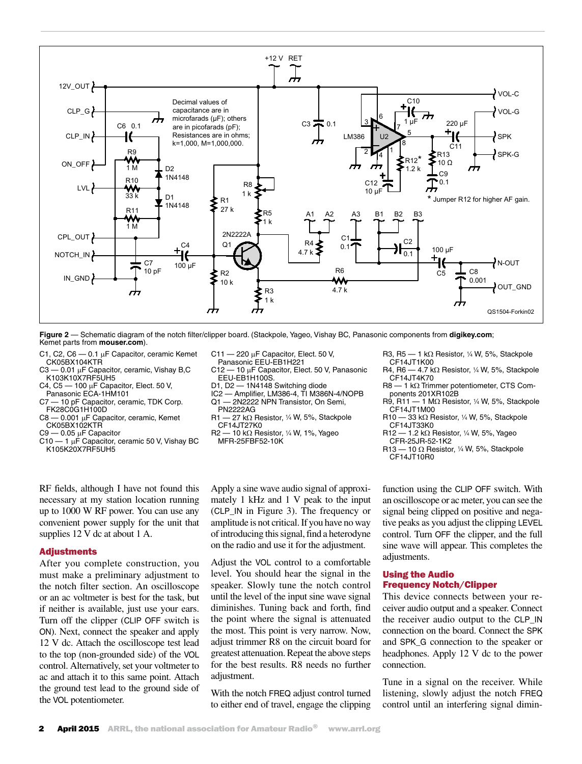**Figure 2** — Schematic diagram of the notch filter/clipper board. (Stackpole, Yageo, Vishay BC, Panasonic components from **digikey.com**; Kemet parts from **mouser.com**).

C1, C2, C6 — 0.1 µF Capacitor, ceramic Kemet CK05BX104KTR
C3 — 0.01 µF Capacitor, ceramic, Vishay B,C K103K10X7RF5UH5
C4, C5 — 100 µF Capacitor, Elect. 50 V, Panasonic ECA-1HM101
C7 — 10 pF Capacitor, ceramic, TDK Corp. FK28C0G1H100D
C8 — 0.001 µF Capacitor, ceramic, Kemet CK05BX102KTR
C9 — 0.05 µF Capacitor
C10 — 1 µF Capacitor, ceramic 50 V, Vishay BC K105K20X7RF5UH5
C11 — 220 µF Capacitor, Elect. 50 V, Panasonic EEU-EB1H221
C12 — 10 µF Capacitor, Elect. 50 V, Panasonic EEU-EB1H100S.
D1, D2 — 1N4148 Switching diode
IC2 — Amplifier, LM386-4, TI M386N-4/NOPB
Q1 — 2N2222 NPN Transistor, On Semi, PN2222AG
R1 — 27 kΩ Resistor, ¼ W, 5%, Stackpole CF14JT27K0
R2 — 10 kΩ Resistor, ¼ W, 1%, Yageo MFR-25FBF52-10K
R3, R5 — 1 kΩ Resistor, ¼ W, 5%, Stackpole CF14JT1K00
R4, R6 — 4.7 kΩ Resistor, ¼ W, 5%, Stackpole CF14JT4K70
R8 — 1 kΩ Trimmer potentiometer, CTS Components 201XR102B
R9, R11 — 1 MΩ Resistor, ¼ W, 5%, Stackpole CF14JT1M00
R10 — 33 kΩ Resistor, ¼ W, 5%, Stackpole CF14JT33K0
R12 — 1.2 kΩ Resistor, ¼ W, 5%, Yageo CFR-25JR-52-1K2
R13 — 10 Ω Resistor, ¼ W, 5%, Stackpole CF14JT10R0

RF fields, although I have not found this necessary at my station location running up to 1000 W RF power. You can use any convenient power supply for the unit that supplies 12 V dc at about 1 A.

## Adjustments

After you complete construction, you must make a preliminary adjustment to the notch filter section. An oscilloscope or an ac voltmeter is best for the task, but if neither is available, just use your ears. Turn off the clipper (CLIP OFF switch is ON). Next, connect the speaker and apply 12 V dc. Attach the oscilloscope test lead to the top (non-grounded side) of the VOL control. Alternatively, set your voltmeter to ac and attach it to this same point. Attach the ground test lead to the ground side of the VOL potentiometer.

Apply a sine wave audio signal of approximately 1 kHz and 1 V peak to the input (CLP_IN in Figure 3). The frequency or amplitude is not critical. If you have no way of introducing this signal, find a heterodyne on the radio and use it for the adjustment.

Adjust the VOL control to a comfortable level. You should hear the signal in the speaker. Slowly tune the notch control until the level of the input sine wave signal diminishes. Tuning back and forth, find the point where the signal is attenuated the most. This point is very narrow. Now, adjust trimmer R8 on the circuit board for greatest attenuation. Repeat the above steps for the best results. R8 needs no further adjustment.

With the notch FREQ adjust control turned to either end of travel, engage the clipping function using the CLIP OFF switch. With an oscilloscope or ac meter, you can see the signal being clipped on positive and negative peaks as you adjust the clipping LEVEL control. Turn OFF the clipper, and the full sine wave will appear. This completes the adjustments.

## Using the Audio Frequency Notch/Clipper

This device connects between your receiver audio output and a speaker. Connect the receiver audio output to the CLP_IN connection on the board. Connect the SPK and SPK_G connection to the speaker or headphones. Apply 12 V dc to the power connection.

Tune in a signal on the receiver. While listening, slowly adjust the notch FREQ control until an interfering signal dimin-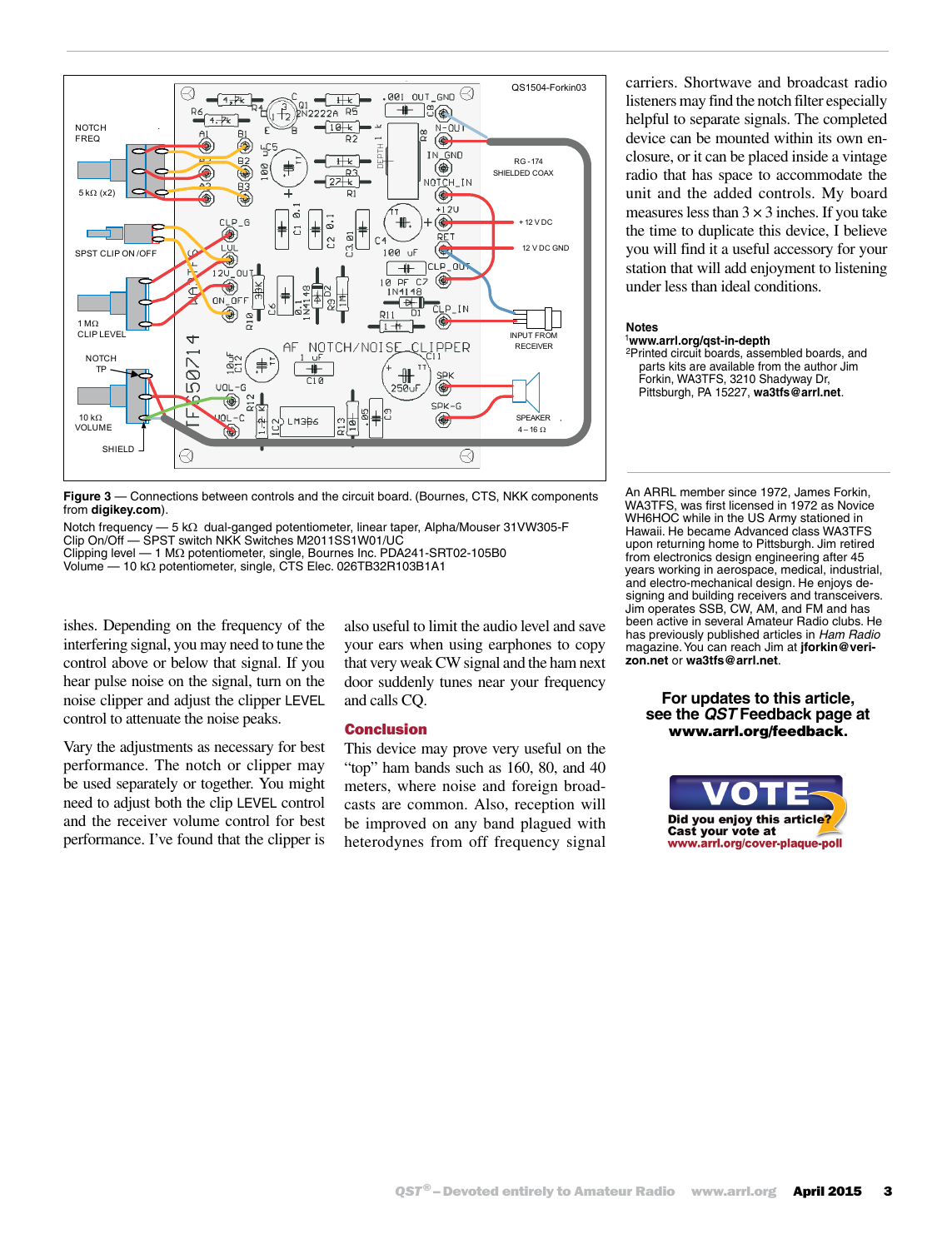Figure 3 — Connections between controls and the circuit board. (Bournes, CTS, NKK components from **digikey.com**).

Notch frequency — 5 kΩ dual-ganged potentiometer, linear taper, Alpha/Mouser 31VW305-F
Clip On/Off — SPST switch NKK Switches M2011SS1W01/UC
Clipping level — 1 MΩ potentiometer, single, Bournes Inc. PDA241-SRT02-105B0
Volume — 10 kΩ potentiometer, single, CTS Elec. 026TB32R103B1A1

ishes. Depending on the frequency of the interfering signal, you may need to tune the control above or below that signal. If you hear pulse noise on the signal, turn on the noise clipper and adjust the clipper LEVEL control to attenuate the noise peaks.

Vary the adjustments as necessary for best performance. The notch or clipper may be used separately or together. You might need to adjust both the clip LEVEL control and the receiver volume control for best performance. I've found that the clipper is also useful to limit the audio level and save your ears when using earphones to copy that very weak CW signal and the ham next door suddenly tunes near your frequency and calls CQ.

## Conclusion

This device may prove very useful on the "top" ham bands such as 160, 80, and 40 meters, where noise and foreign broadcasts are common. Also, reception will be improved on any band plagued with heterodynes from off frequency signal carriers. Shortwave and broadcast radio listeners may find the notch filter especially helpful to separate signals. The completed device can be mounted within its own enclosure, or it can be placed inside a vintage radio that has space to accommodate the unit and the added controls. My board measures less than 3 × 3 inches. If you take the time to duplicate this device, I believe you will find it a useful accessory for your station that will add enjoyment to listening under less than ideal conditions.

### Notes

[1]**www.arrl.org/qst-in-depth**

[2]Printed circuit boards, assembled boards, and parts kits are available from the author Jim Forkin, WA3TFS, 3210 Shadyway Dr, Pittsburgh, PA 15227, **wa3tfs@arrl.net**.

An ARRL member since 1972, James Forkin, WA3TFS, was first licensed in 1972 as Novice WH6HOC while in the US Army stationed in Hawaii. He became Advanced class WA3TFS upon returning home to Pittsburgh. Jim retired from electronics design engineering after 45 years working in aerospace, medical, industrial, and electro-mechanical design. He enjoys designing and building receivers and transceivers. Jim operates SSB, CW, AM, and FM and has been active in several Amateur Radio clubs. He has previously published articles in *Ham Radio* magazine. You can reach Jim at **jforkin@verizon.net** or **wa3tfs@arrl.net**.

**For updates to this article, see the *QST* Feedback page at www.arrl.org/feedback.**

**VOTE**
**Did you enjoy this article? Cast your vote at www.arrl.org/cover-plaque-poll**